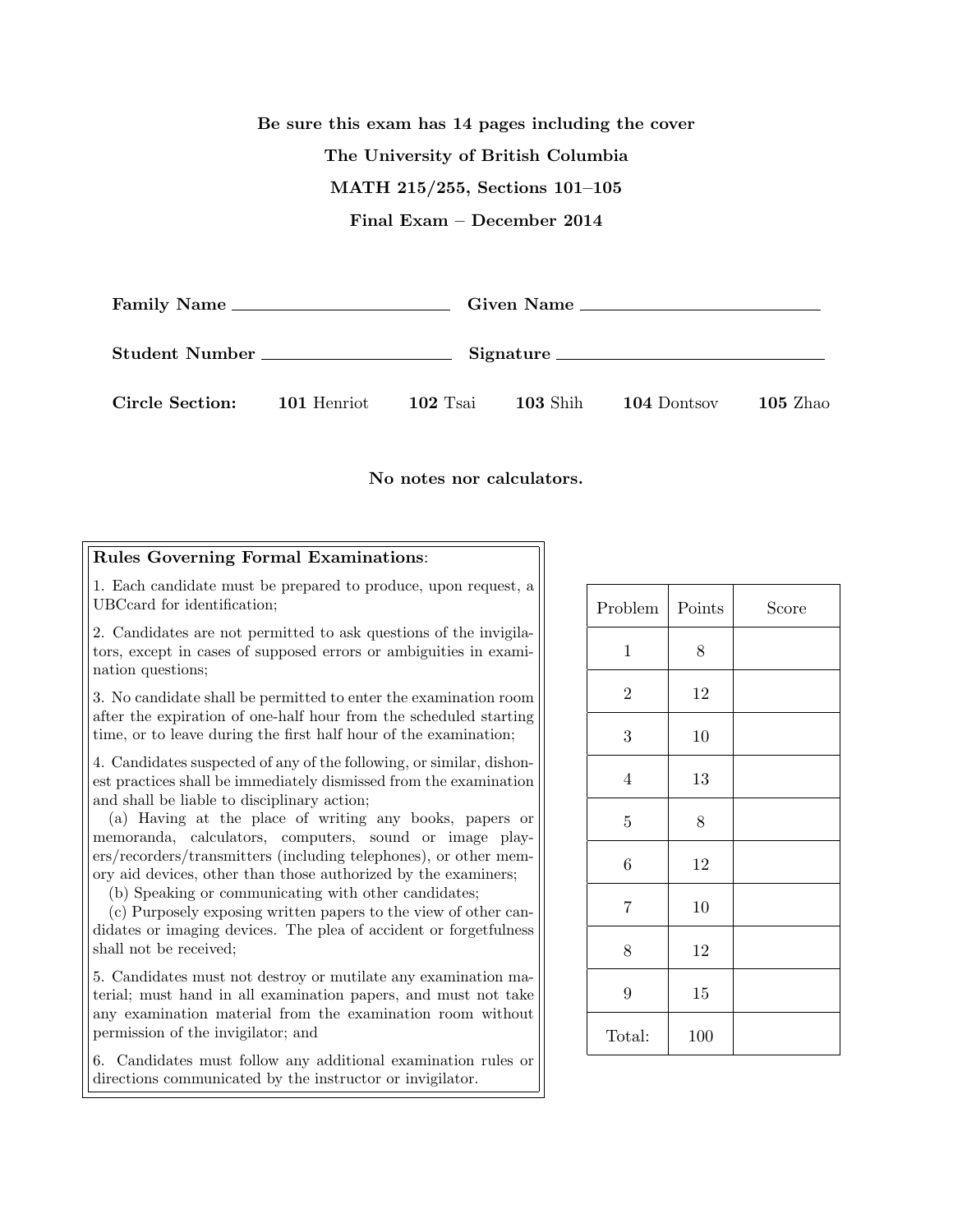**Be sure this exam has 14 pages including the cover**

**The University of British Columbia**

**MATH 215/255, Sections 101–105**

**Final Exam – December 2014**

**Family Name** ______________________ **Given Name** ______________________

**Student Number** ______________________ **Signature** ______________________

**Circle Section:** **101** Henriot **102** Tsai **103** Shih **104** Dontsov **105** Zhao

**No notes nor calculators.**

**Rules Governing Formal Examinations**:

1. Each candidate must be prepared to produce, upon request, a UBCcard for identification;

2. Candidates are not permitted to ask questions of the invigilators, except in cases of supposed errors or ambiguities in examination questions;

3. No candidate shall be permitted to enter the examination room after the expiration of one-half hour from the scheduled starting time, or to leave during the first half hour of the examination;

4. Candidates suspected of any of the following, or similar, dishonest practices shall be immediately dismissed from the examination and shall be liable to disciplinary action;

(a) Having at the place of writing any books, papers or memoranda, calculators, computers, sound or image players/recorders/transmitters (including telephones), or other memory aid devices, other than those authorized by the examiners;

(b) Speaking or communicating with other candidates;

(c) Purposely exposing written papers to the view of other candidates or imaging devices. The plea of accident or forgetfulness shall not be received;

5. Candidates must not destroy or mutilate any examination material; must hand in all examination papers, and must not take any examination material from the examination room without permission of the invigilator; and

6. Candidates must follow any additional examination rules or directions communicated by the instructor or invigilator.

| Problem | Points | Score |
| --- | --- | --- |
| 1 | 8 | |
| 2 | 12 | |
| 3 | 10 | |
| 4 | 13 | |
| 5 | 8 | |
| 6 | 12 | |
| 7 | 10 | |
| 8 | 12 | |
| 9 | 15 | |
| Total: | 100 | |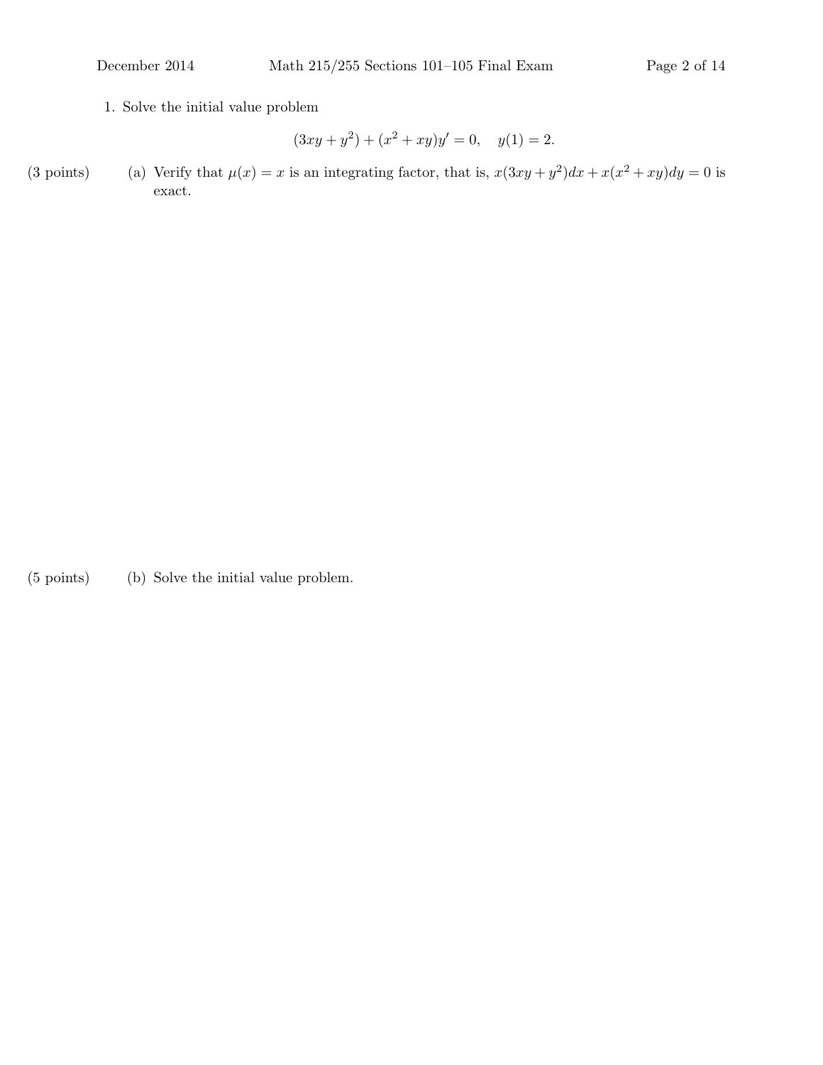1. Solve the initial value problem

$$(3xy + y^2) + (x^2 + xy)y' = 0, \quad y(1) = 2.$$

(3 points) (a) Verify that $\mu(x) = x$ is an integrating factor, that is, $x(3xy + y^2)dx + x(x^2 + xy)dy = 0$ is exact.

(5 points) (b) Solve the initial value problem.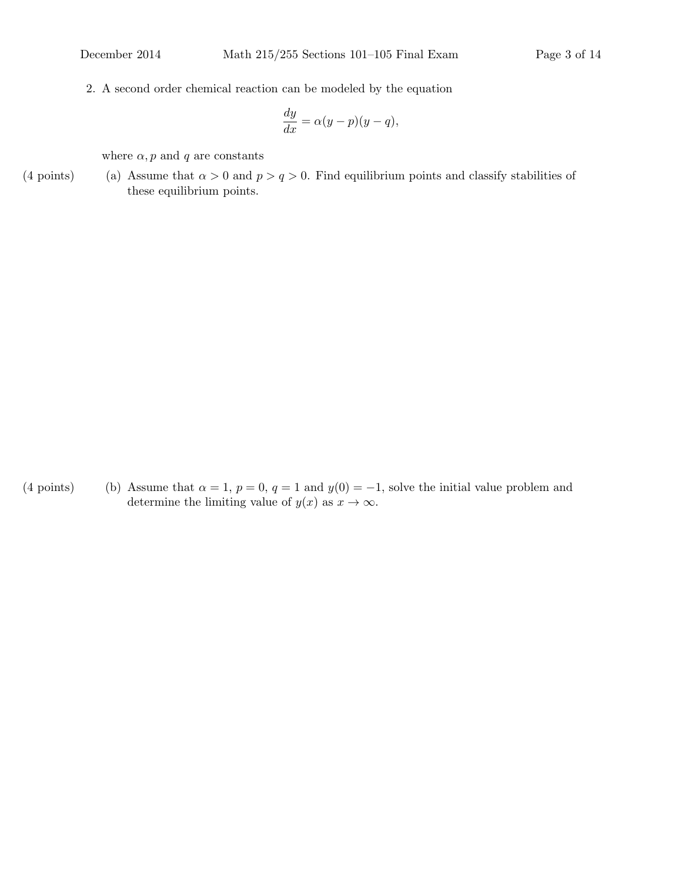2. A second order chemical reaction can be modeled by the equation

$$\frac{dy}{dx} = \alpha(y-p)(y-q),$$

where $\alpha, p$ and $q$ are constants

(4 points) (a) Assume that $\alpha > 0$ and $p > q > 0$. Find equilibrium points and classify stabilities of these equilibrium points.

(4 points) (b) Assume that $\alpha = 1$, $p = 0$, $q = 1$ and $y(0) = -1$, solve the initial value problem and determine the limiting value of $y(x)$ as $x \to \infty$.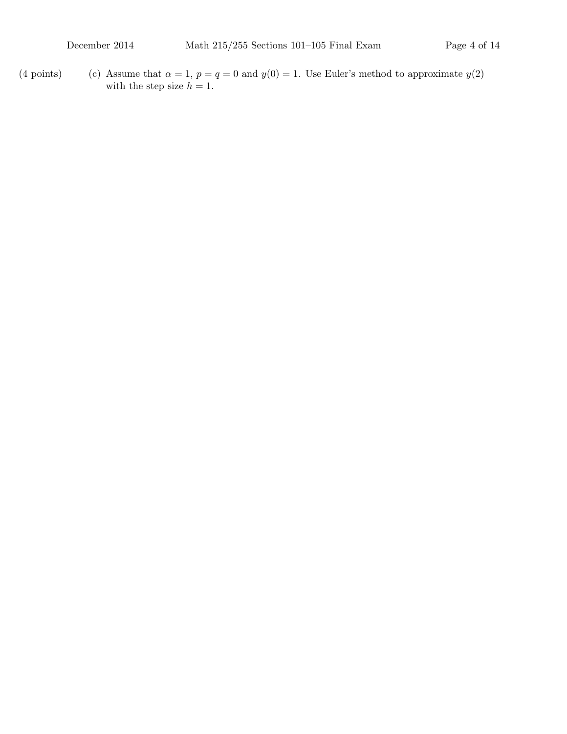(4 points) (c) Assume that $\alpha = 1$, $p = q = 0$ and $y(0) = 1$. Use Euler's method to approximate $y(2)$ with the step size $h = 1$.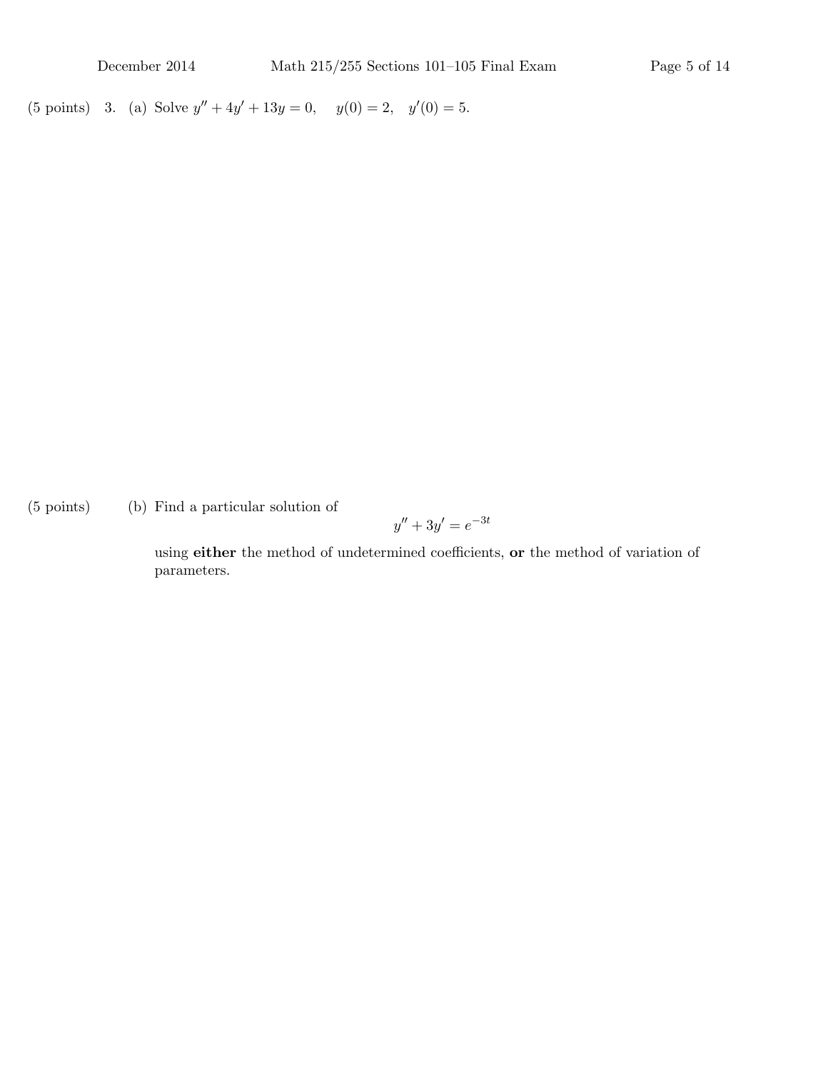(5 points) 3. (a) Solve $y'' + 4y' + 13y = 0, \quad y(0) = 2, \quad y'(0) = 5.$

(5 points) (b) Find a particular solution of

$$y'' + 3y' = e^{-3t}$$

using **either** the method of undetermined coefficients, **or** the method of variation of parameters.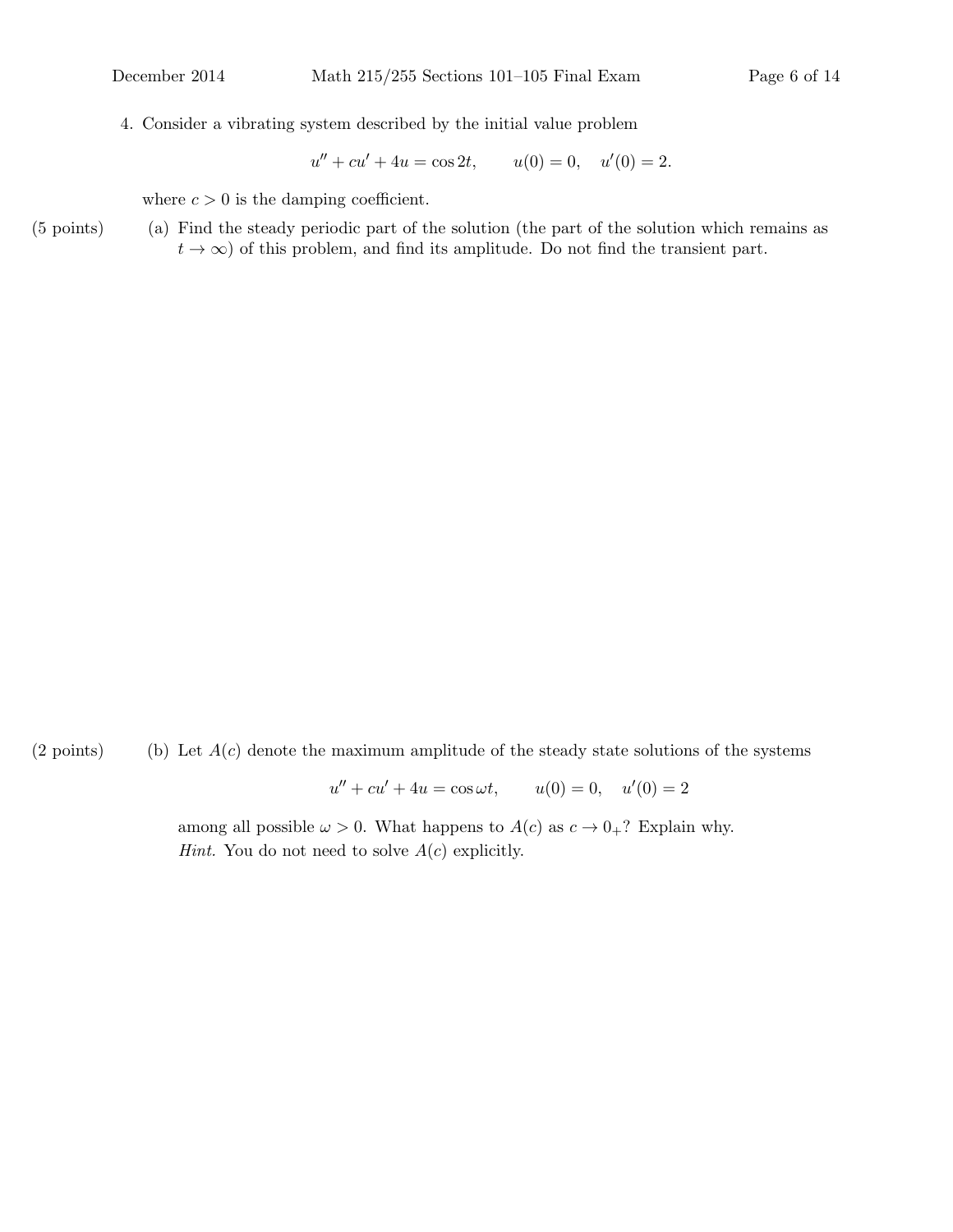4. Consider a vibrating system described by the initial value problem

$$u'' + cu' + 4u = \cos 2t, \qquad u(0) = 0, \quad u'(0) = 2.$$

where $c > 0$ is the damping coefficient.

(5 points) (a) Find the steady periodic part of the solution (the part of the solution which remains as $t \to \infty$) of this problem, and find its amplitude. Do not find the transient part.

(2 points) (b) Let $A(c)$ denote the maximum amplitude of the steady state solutions of the systems

$$u'' + cu' + 4u = \cos \omega t, \qquad u(0) = 0, \quad u'(0) = 2$$

among all possible $\omega > 0$. What happens to $A(c)$ as $c \to 0_+$? Explain why.
*Hint.* You do not need to solve $A(c)$ explicitly.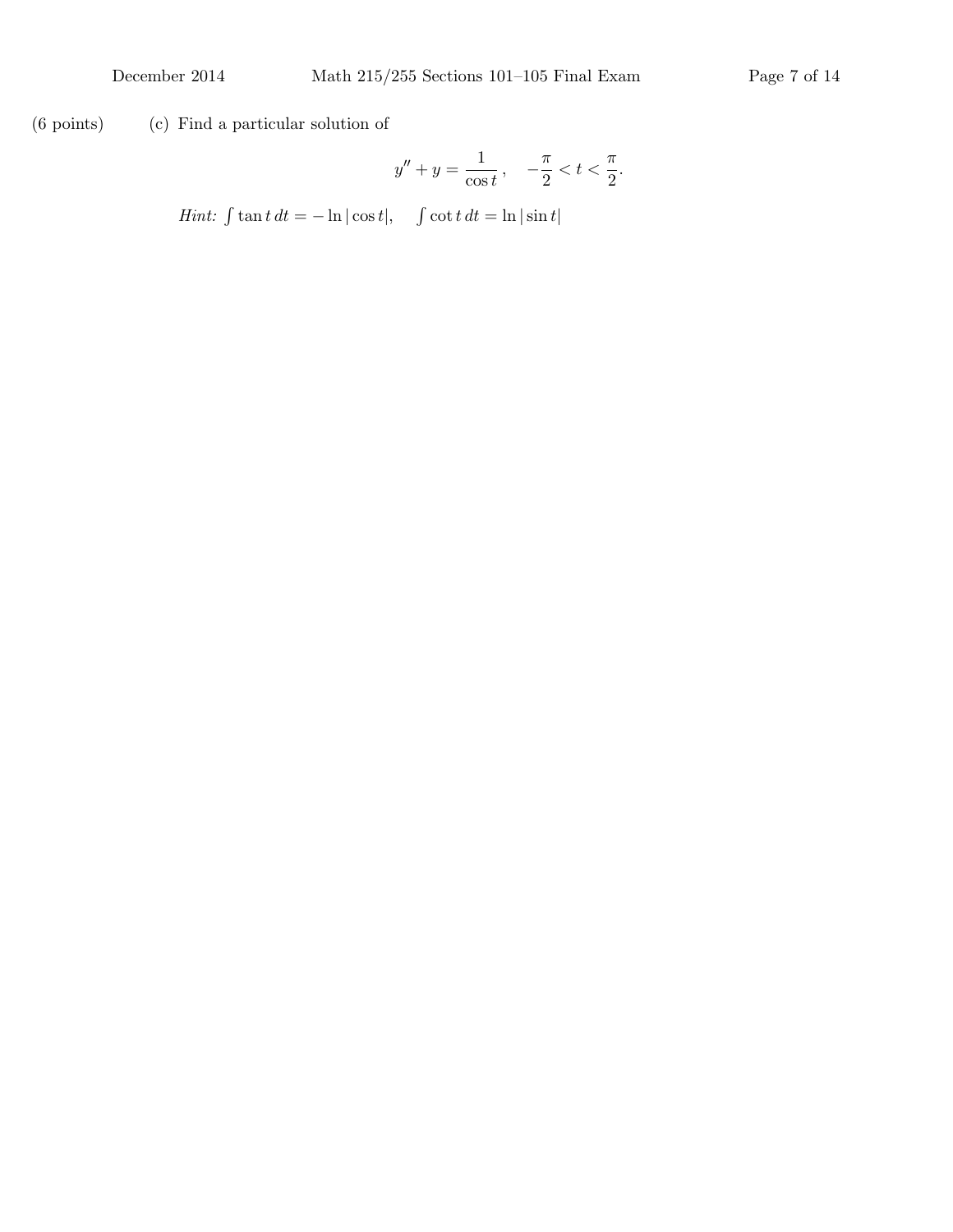(6 points) (c) Find a particular solution of

$$y'' + y = \frac{1}{\cos t}\,, \quad -\frac{\pi}{2} < t < \frac{\pi}{2}.$$

*Hint:* $\int \tan t \, dt = -\ln|\cos t|, \quad \int \cot t \, dt = \ln|\sin t|$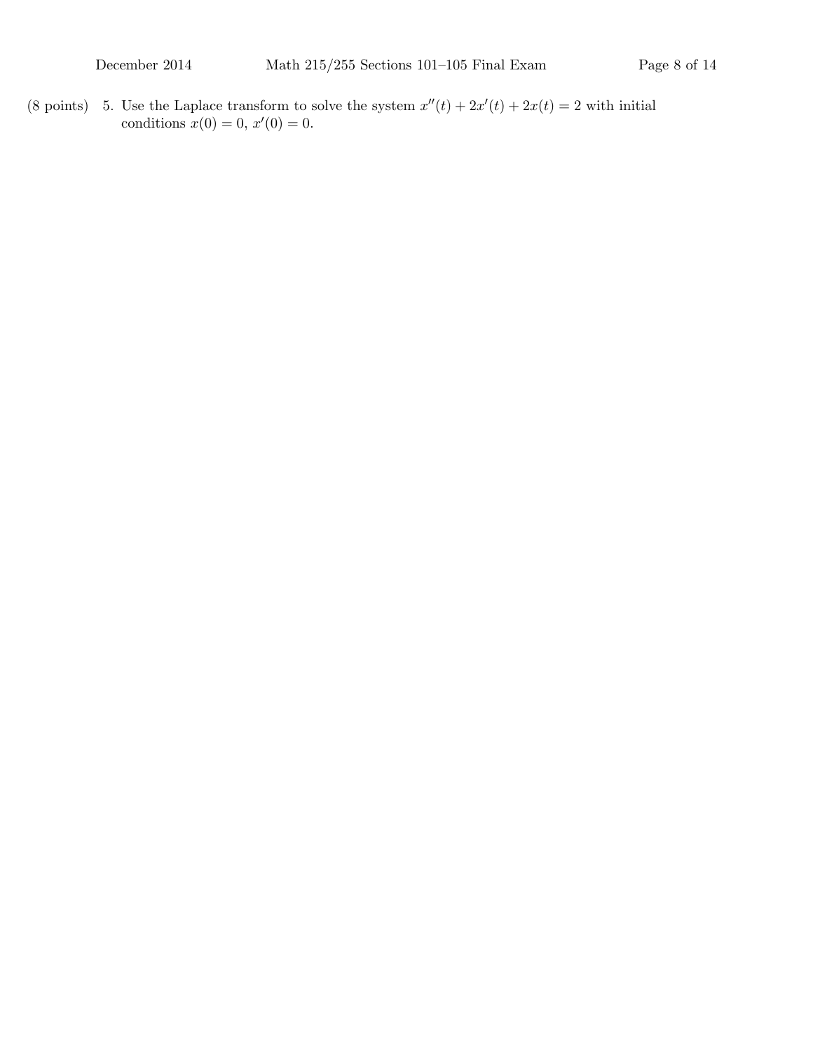(8 points) 5. Use the Laplace transform to solve the system $x''(t) + 2x'(t) + 2x(t) = 2$ with initial conditions $x(0) = 0$, $x'(0) = 0$.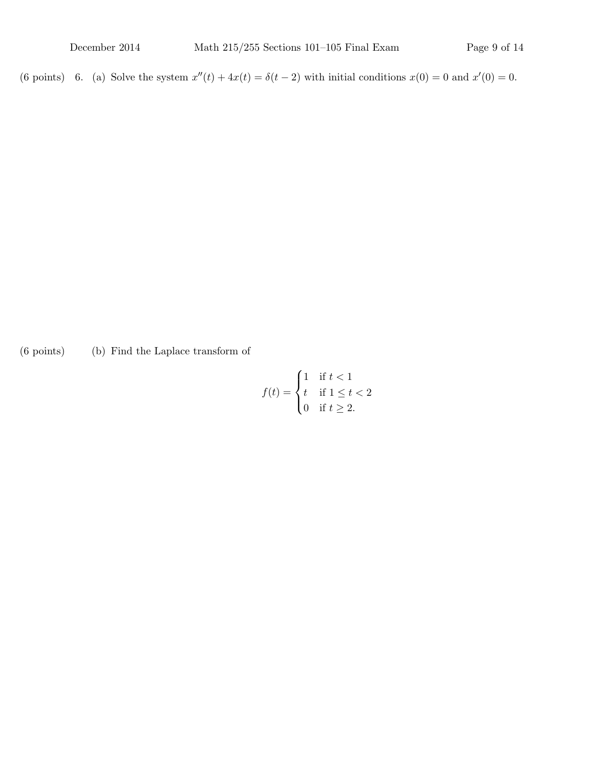(6 points) 6. (a) Solve the system $x''(t) + 4x(t) = \delta(t-2)$ with initial conditions $x(0) = 0$ and $x'(0) = 0$.

(6 points) (b) Find the Laplace transform of

$$f(t) = \begin{cases} 1 & \text{if } t < 1 \\ t & \text{if } 1 \leq t < 2 \\ 0 & \text{if } t \geq 2. \end{cases}$$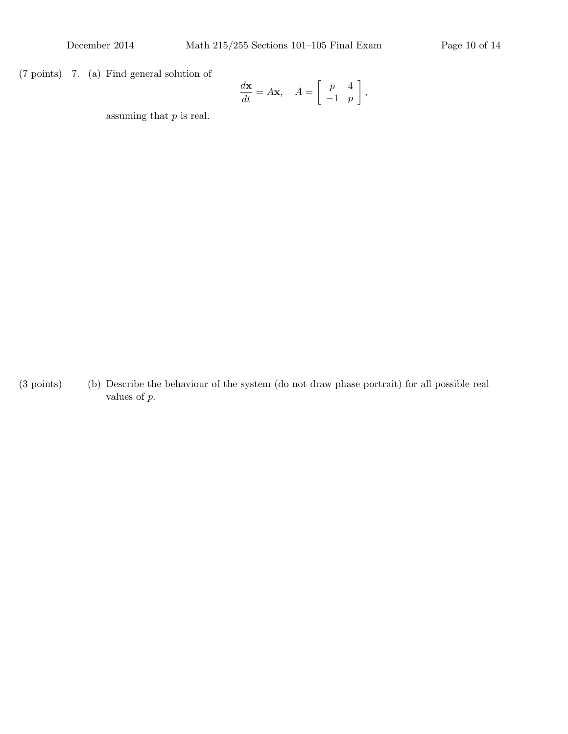(7 points) 7. (a) Find general solution of

$$\frac{d\mathbf{x}}{dt} = A\mathbf{x}, \quad A = \begin{bmatrix} p & 4 \\ -1 & p \end{bmatrix},$$

assuming that $p$ is real.

(3 points) (b) Describe the behaviour of the system (do not draw phase portrait) for all possible real values of $p$.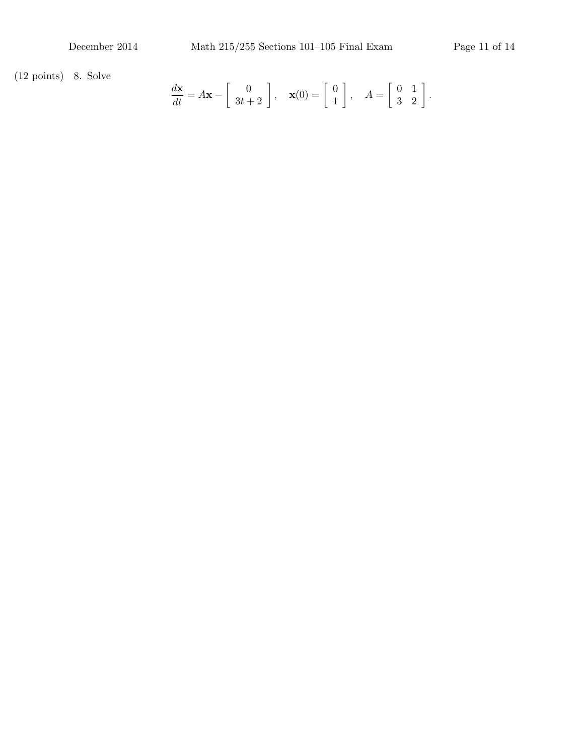(12 points) 8. Solve

$$\frac{d\mathbf{x}}{dt} = A\mathbf{x} - \begin{bmatrix} 0 \\ 3t+2 \end{bmatrix}, \quad \mathbf{x}(0) = \begin{bmatrix} 0 \\ 1 \end{bmatrix}, \quad A = \begin{bmatrix} 0 & 1 \\ 3 & 2 \end{bmatrix}.$$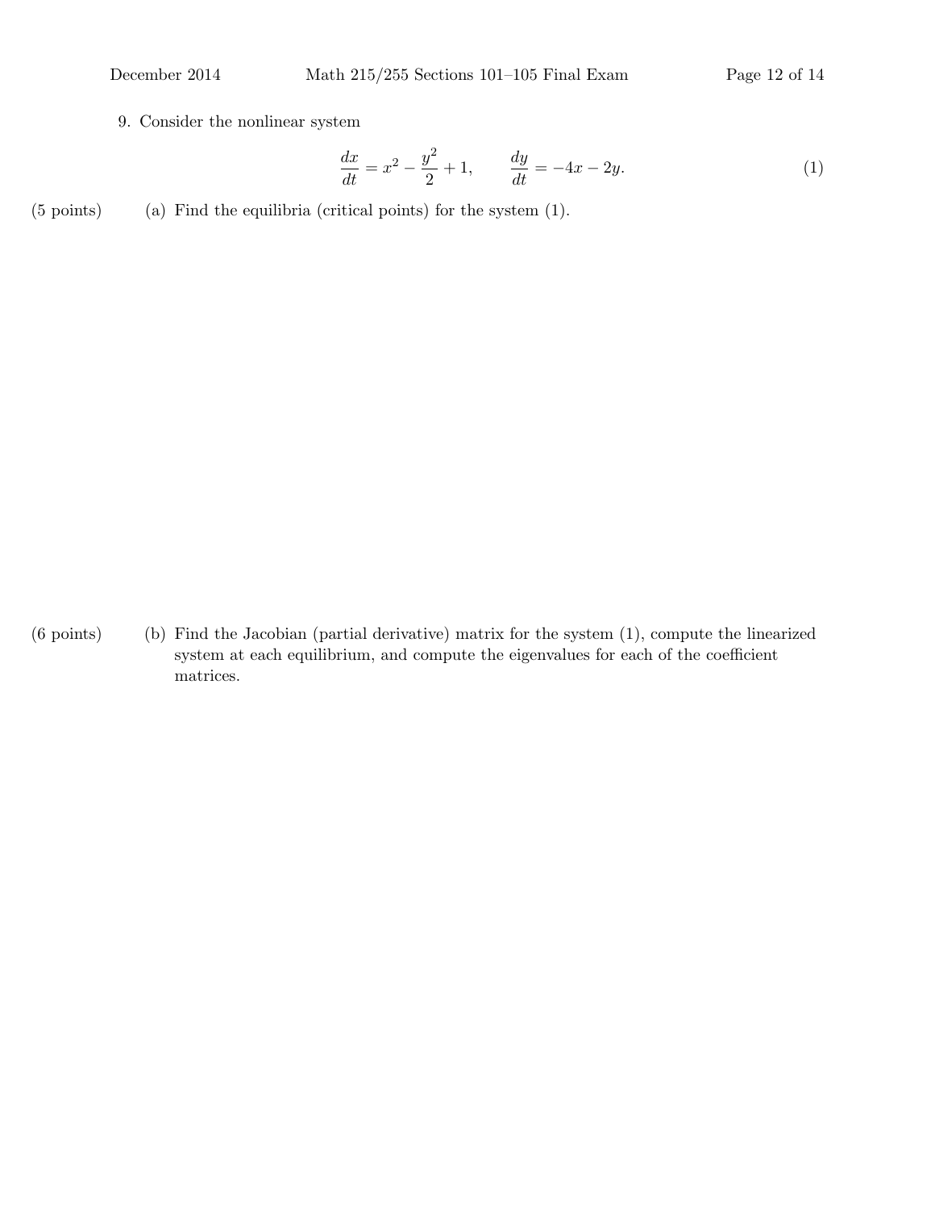9. Consider the nonlinear system

$$\frac{dx}{dt} = x^2 - \frac{y^2}{2} + 1, \qquad \frac{dy}{dt} = -4x - 2y. \tag{1}$$

(5 points) (a) Find the equilibria (critical points) for the system (1).

(6 points) (b) Find the Jacobian (partial derivative) matrix for the system (1), compute the linearized system at each equilibrium, and compute the eigenvalues for each of the coefficient matrices.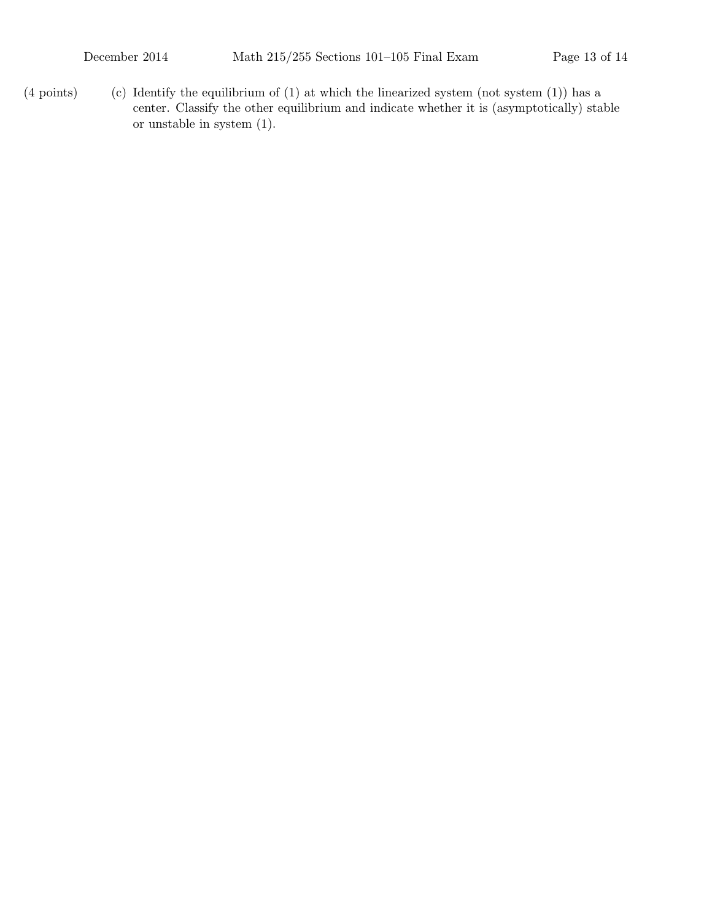(4 points) (c) Identify the equilibrium of (1) at which the linearized system (not system (1)) has a center. Classify the other equilibrium and indicate whether it is (asymptotically) stable or unstable in system (1).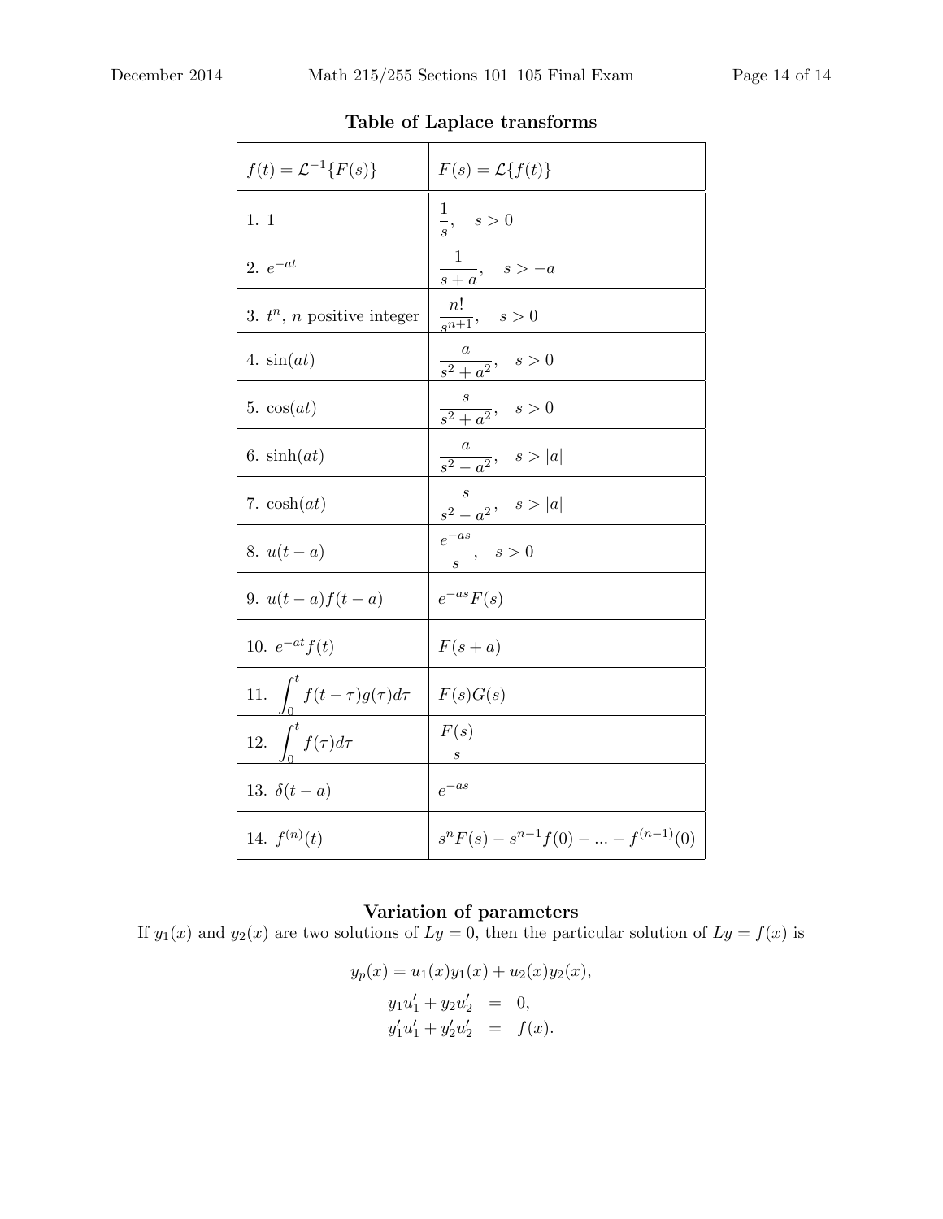## Table of Laplace transforms

| $f(t) = \mathcal{L}^{-1}\{F(s)\}$ | $F(s) = \mathcal{L}\{f(t)\}$ |
|---|---|
| 1. $1$ | $\frac{1}{s}, \quad s > 0$ |
| 2. $e^{-at}$ | $\frac{1}{s+a}, \quad s > -a$ |
| 3. $t^n$, $n$ positive integer | $\frac{n!}{s^{n+1}}, \quad s > 0$ |
| 4. $\sin(at)$ | $\frac{a}{s^2+a^2}, \quad s > 0$ |
| 5. $\cos(at)$ | $\frac{s}{s^2+a^2}, \quad s > 0$ |
| 6. $\sinh(at)$ | $\frac{a}{s^2-a^2}, \quad s > \lvert a \rvert$ |
| 7. $\cosh(at)$ | $\frac{s}{s^2-a^2}, \quad s > \lvert a \rvert$ |
| 8. $u(t-a)$ | $\frac{e^{-as}}{s}, \quad s > 0$ |
| 9. $u(t-a)f(t-a)$ | $e^{-as}F(s)$ |
| 10. $e^{-at}f(t)$ | $F(s+a)$ |
| 11. $\int_0^t f(t-\tau)g(\tau)d\tau$ | $F(s)G(s)$ |
| 12. $\int_0^t f(\tau)d\tau$ | $\frac{F(s)}{s}$ |
| 13. $\delta(t-a)$ | $e^{-as}$ |
| 14. $f^{(n)}(t)$ | $s^nF(s) - s^{n-1}f(0) - ... - f^{(n-1)}(0)$ |

## Variation of parameters

If $y_1(x)$ and $y_2(x)$ are two solutions of $Ly = 0$, then the particular solution of $Ly = f(x)$ is

$$y_p(x) = u_1(x)y_1(x) + u_2(x)y_2(x),$$

$$\begin{aligned} y_1u_1' + y_2u_2' &= 0, \\ y_1'u_1' + y_2'u_2' &= f(x). \end{aligned}$$